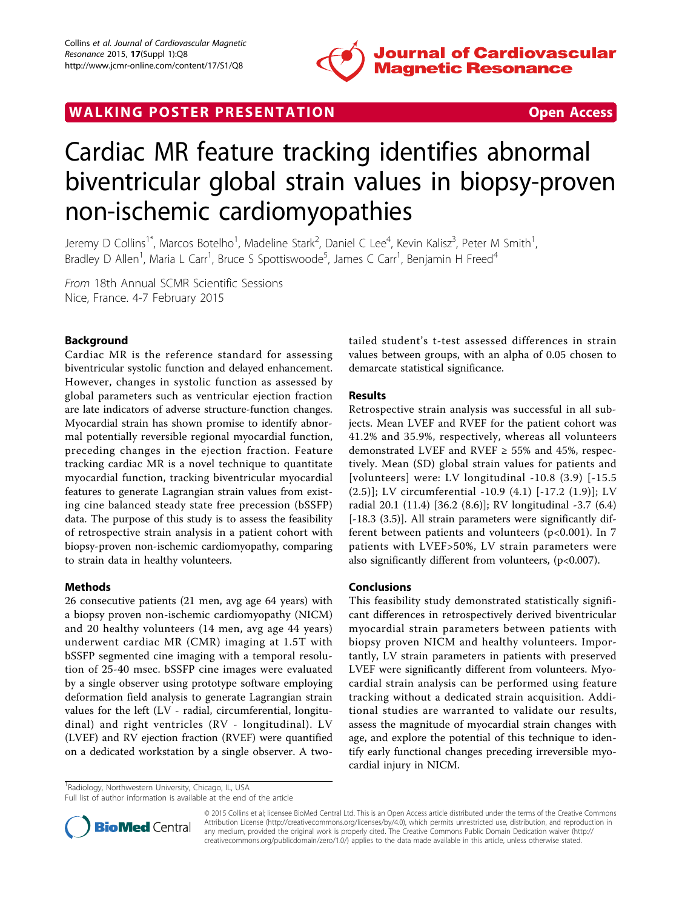WALKING POSTER PRESENTATION

Open Access

# Cardiac MR feature tracking identifies abnormal biventricular global strain values in biopsy-proven non-ischemic cardiomyopathies

Jeremy D Collins[1*], Marcos Botelho[1], Madeline Stark[2], Daniel C Lee[4], Kevin Kalisz[3], Peter M Smith[1], Bradley D Allen[1], Maria L Carr[1], Bruce S Spottiswoode[5], James C Carr[1], Benjamin H Freed[4]

*From* 18th Annual SCMR Scientific Sessions
Nice, France. 4-7 February 2015

## Background

Cardiac MR is the reference standard for assessing biventricular systolic function and delayed enhancement. However, changes in systolic function as assessed by global parameters such as ventricular ejection fraction are late indicators of adverse structure-function changes. Myocardial strain has shown promise to identify abnormal potentially reversible regional myocardial function, preceding changes in the ejection fraction. Feature tracking cardiac MR is a novel technique to quantitate myocardial function, tracking biventricular myocardial features to generate Lagrangian strain values from existing cine balanced steady state free precession (bSSFP) data. The purpose of this study is to assess the feasibility of retrospective strain analysis in a patient cohort with biopsy-proven non-ischemic cardiomyopathy, comparing to strain data in healthy volunteers.

## Methods

26 consecutive patients (21 men, avg age 64 years) with a biopsy proven non-ischemic cardiomyopathy (NICM) and 20 healthy volunteers (14 men, avg age 44 years) underwent cardiac MR (CMR) imaging at 1.5T with bSSFP segmented cine imaging with a temporal resolution of 25-40 msec. bSSFP cine images were evaluated by a single observer using prototype software employing deformation field analysis to generate Lagrangian strain values for the left (LV - radial, circumferential, longitudinal) and right ventricles (RV - longitudinal). LV (LVEF) and RV ejection fraction (RVEF) were quantified on a dedicated workstation by a single observer. A two-tailed student's t-test assessed differences in strain values between groups, with an alpha of 0.05 chosen to demarcate statistical significance.

## Results

Retrospective strain analysis was successful in all subjects. Mean LVEF and RVEF for the patient cohort was 41.2% and 35.9%, respectively, whereas all volunteers demonstrated LVEF and RVEF ≥ 55% and 45%, respectively. Mean (SD) global strain values for patients and [volunteers] were: LV longitudinal -10.8 (3.9) [-15.5 (2.5)]; LV circumferential -10.9 (4.1) [-17.2 (1.9)]; LV radial 20.1 (11.4) [36.2 (8.6)]; RV longitudinal -3.7 (6.4) [-18.3 (3.5)]. All strain parameters were significantly different between patients and volunteers ($p<0.001$). In 7 patients with LVEF>50%, LV strain parameters were also significantly different from volunteers, ($p<0.007$).

## Conclusions

This feasibility study demonstrated statistically significant differences in retrospectively derived biventricular myocardial strain parameters between patients with biopsy proven NICM and healthy volunteers. Importantly, LV strain parameters in patients with preserved LVEF were significantly different from volunteers. Myocardial strain analysis can be performed using feature tracking without a dedicated strain acquisition. Additional studies are warranted to validate our results, assess the magnitude of myocardial strain changes with age, and explore the potential of this technique to identify early functional changes preceding irreversible myocardial injury in NICM.

[1]Radiology, Northwestern University, Chicago, IL, USA
Full list of author information is available at the end of the article

© 2015 Collins et al; licensee BioMed Central Ltd. This is an Open Access article distributed under the terms of the Creative Commons Attribution License (http://creativecommons.org/licenses/by/4.0), which permits unrestricted use, distribution, and reproduction in any medium, provided the original work is properly cited. The Creative Commons Public Domain Dedication waiver (http://creativecommons.org/publicdomain/zero/1.0/) applies to the data made available in this article, unless otherwise stated.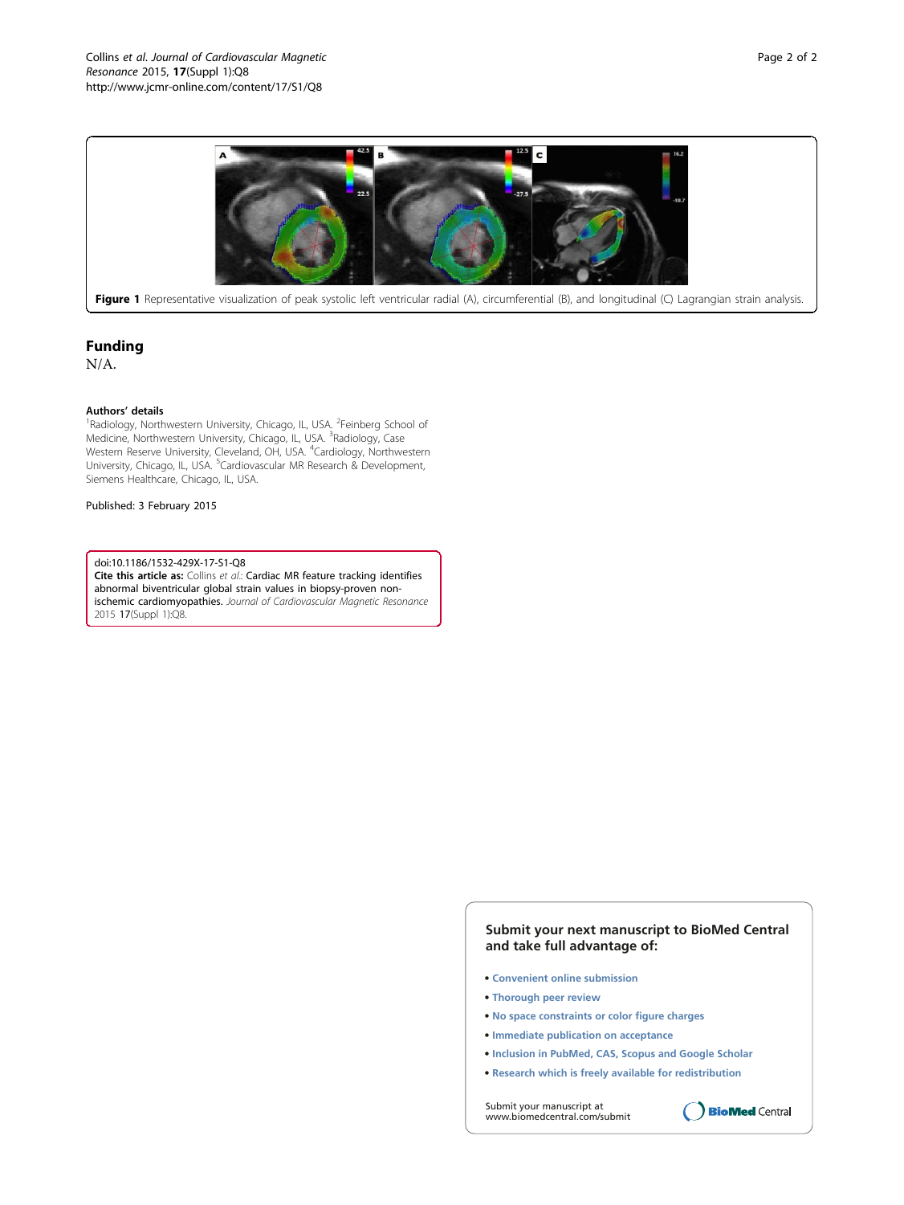A 42.5 22.5

B 12.5 -27.5

C 16.2 -18.7

**Figure 1** Representative visualization of peak systolic left ventricular radial (A), circumferential (B), and longitudinal (C) Lagrangian strain analysis.

## Funding

N/A.

### Authors' details

[1]Radiology, Northwestern University, Chicago, IL, USA. [2]Feinberg School of Medicine, Northwestern University, Chicago, IL, USA. [3]Radiology, Case Western Reserve University, Cleveland, OH, USA. [4]Cardiology, Northwestern University, Chicago, IL, USA. [5]Cardiovascular MR Research & Development, Siemens Healthcare, Chicago, IL, USA.

Published: 3 February 2015

doi:10.1186/1532-429X-17-S1-Q8
**Cite this article as:** Collins *et al.*: Cardiac MR feature tracking identifies abnormal biventricular global strain values in biopsy-proven non-ischemic cardiomyopathies. *Journal of Cardiovascular Magnetic Resonance* 2015 **17**(Suppl 1):Q8.

**Submit your next manuscript to BioMed Central and take full advantage of:**

- **Convenient online submission**
- **Thorough peer review**
- **No space constraints or color figure charges**
- **Immediate publication on acceptance**
- **Inclusion in PubMed, CAS, Scopus and Google Scholar**
- **Research which is freely available for redistribution**

Submit your manuscript at
www.biomedcentral.com/submit

BioMed Central